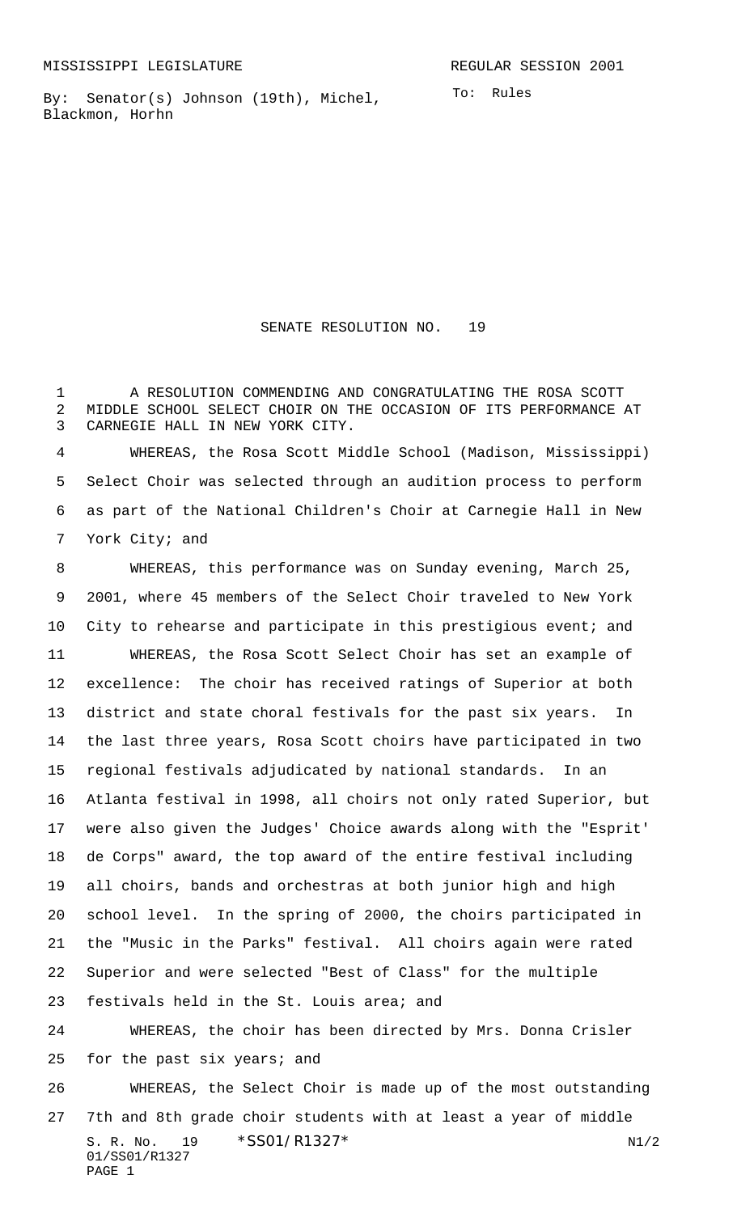MISSISSIPPI LEGISLATURE REGULAR SESSION 2001

By: Senator(s) Johnson (19th), Michel, Blackmon, Horhn

To: Rules

# SENATE RESOLUTION NO. 19

A RESOLUTION COMMENDING AND CONGRATULATING THE ROSA SCOTT MIDDLE SCHOOL SELECT CHOIR ON THE OCCASION OF ITS PERFORMANCE AT CARNEGIE HALL IN NEW YORK CITY.

WHEREAS, the Rosa Scott Middle School (Madison, Mississippi) Select Choir was selected through an audition process to perform as part of the National Children's Choir at Carnegie Hall in New York City; and

WHEREAS, this performance was on Sunday evening, March 25, 2001, where 45 members of the Select Choir traveled to New York City to rehearse and participate in this prestigious event; and

WHEREAS, the Rosa Scott Select Choir has set an example of excellence: The choir has received ratings of Superior at both district and state choral festivals for the past six years. In the last three years, Rosa Scott choirs have participated in two regional festivals adjudicated by national standards. In an Atlanta festival in 1998, all choirs not only rated Superior, but were also given the Judges' Choice awards along with the "Esprit' de Corps" award, the top award of the entire festival including all choirs, bands and orchestras at both junior high and high school level. In the spring of 2000, the choirs participated in the "Music in the Parks" festival. All choirs again were rated Superior and were selected "Best of Class" for the multiple festivals held in the St. Louis area; and

WHEREAS, the choir has been directed by Mrs. Donna Crisler for the past six years; and

WHEREAS, the Select Choir is made up of the most outstanding 7th and 8th grade choir students with at least a year of middle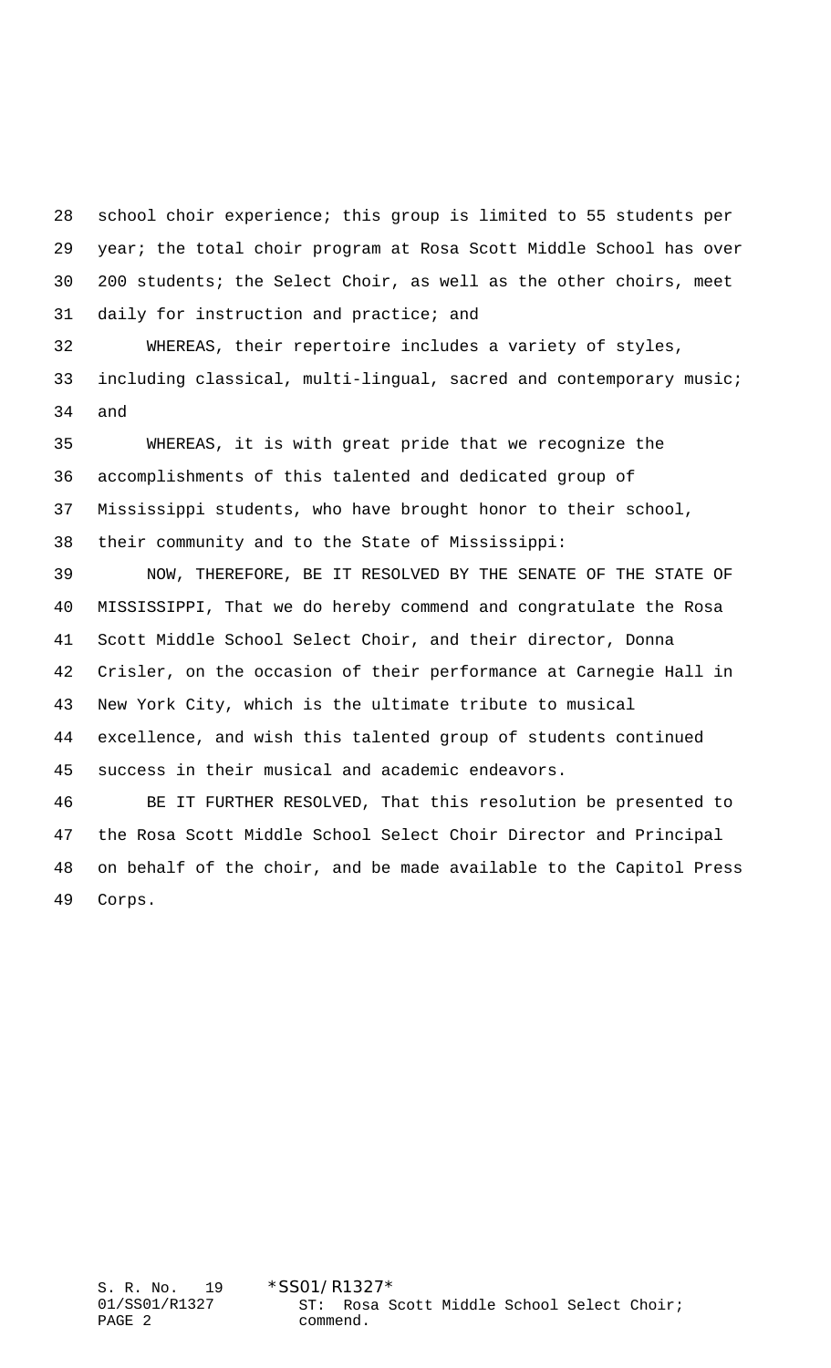school choir experience; this group is limited to 55 students per year; the total choir program at Rosa Scott Middle School has over 200 students; the Select Choir, as well as the other choirs, meet daily for instruction and practice; and

WHEREAS, their repertoire includes a variety of styles, including classical, multi-lingual, sacred and contemporary music; and

WHEREAS, it is with great pride that we recognize the accomplishments of this talented and dedicated group of Mississippi students, who have brought honor to their school, their community and to the State of Mississippi:

NOW, THEREFORE, BE IT RESOLVED BY THE SENATE OF THE STATE OF MISSISSIPPI, That we do hereby commend and congratulate the Rosa Scott Middle School Select Choir, and their director, Donna Crisler, on the occasion of their performance at Carnegie Hall in New York City, which is the ultimate tribute to musical excellence, and wish this talented group of students continued success in their musical and academic endeavors.

BE IT FURTHER RESOLVED, That this resolution be presented to the Rosa Scott Middle School Select Choir Director and Principal on behalf of the choir, and be made available to the Capitol Press Corps.